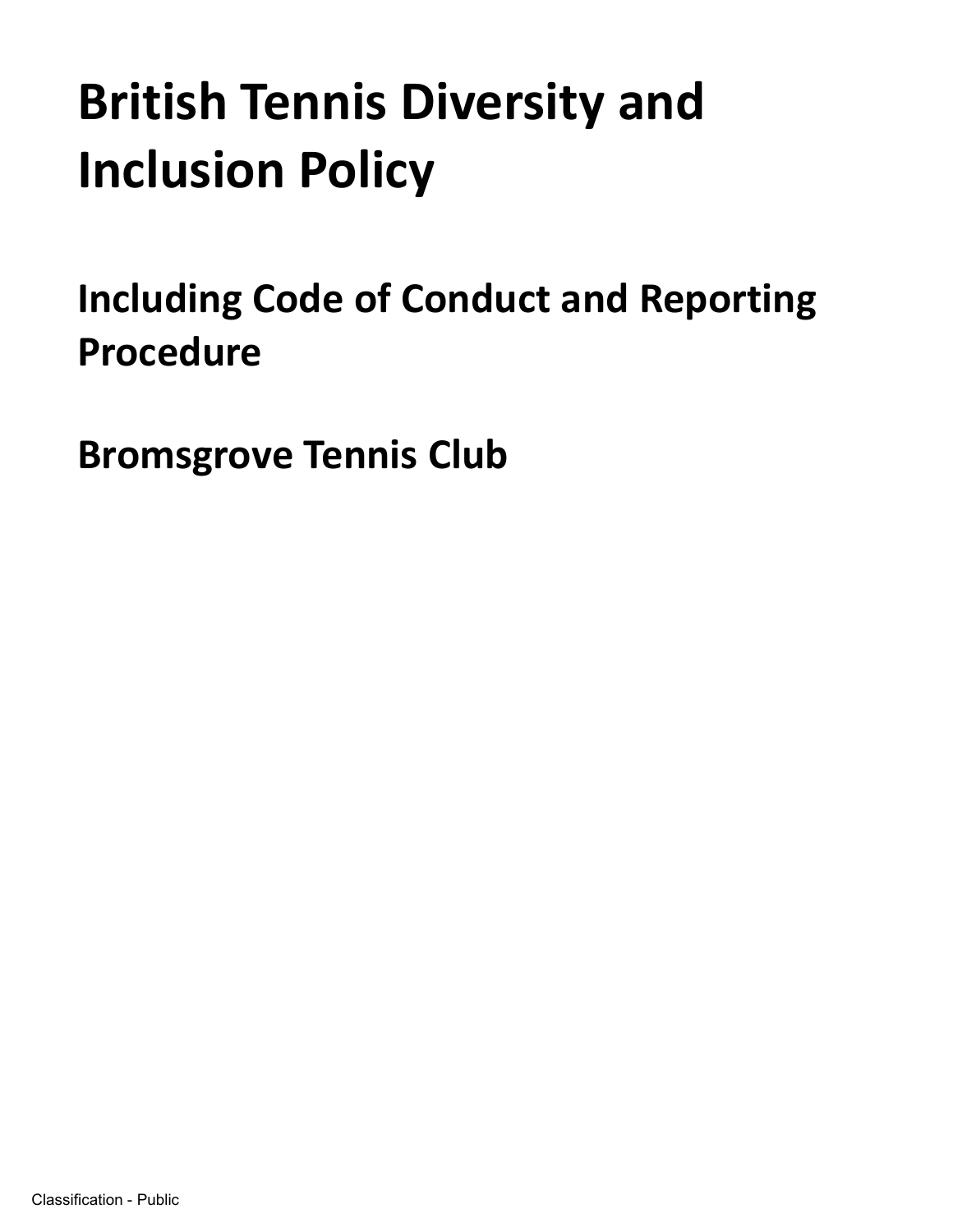# British Tennis Diversity and Inclusion Policy

## Including Code of Conduct and Reporting Procedure

## Bromsgrove Tennis Club

Classification - Public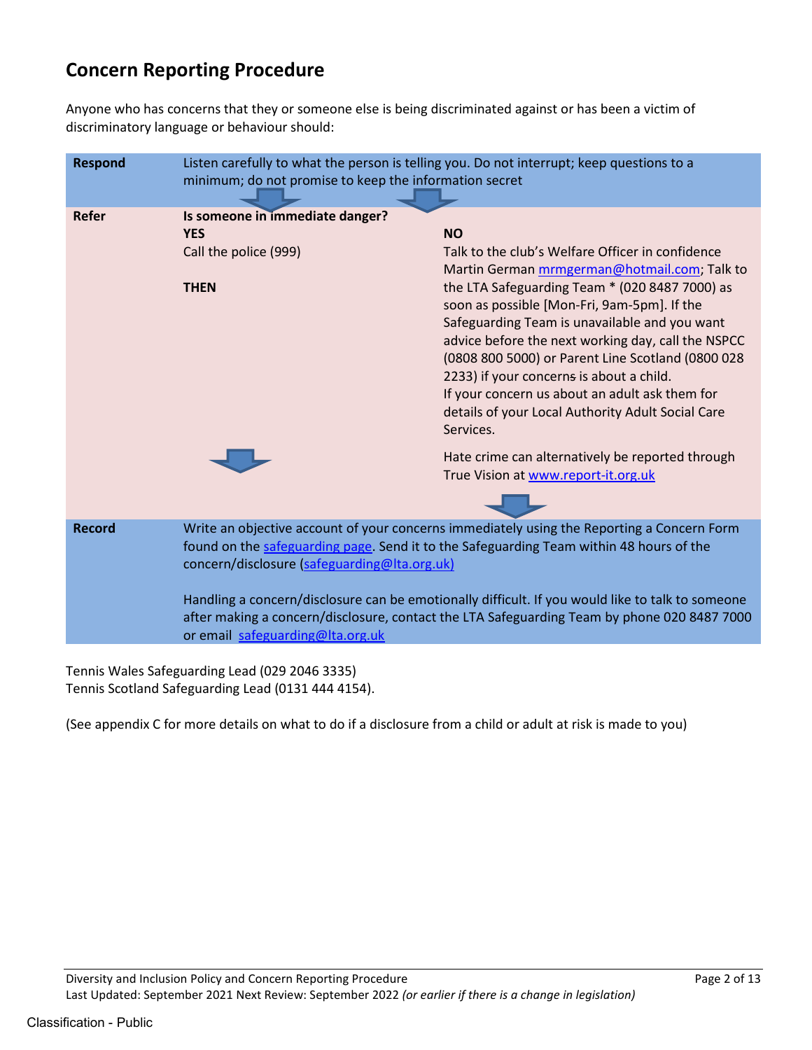## Concern Reporting Procedure

Anyone who has concerns that they or someone else is being discriminated against or has been a victim of discriminatory language or behaviour should:

| | | |
|---|---|---|
| **Respond** | Listen carefully to what the person is telling you. Do not interrupt; keep questions to a minimum; do not promise to keep the information secret | |
| **Refer** | **Is someone in immediate danger?**<br>**YES**<br>Call the police (999)<br><br>**THEN** | <br>**NO**<br>Talk to the club's Welfare Officer in confidence Martin German mrmgerman@hotmail.com; Talk to the LTA Safeguarding Team * (020 8487 7000) as soon as possible [Mon-Fri, 9am-5pm]. If the Safeguarding Team is unavailable and you want advice before the next working day, call the NSPCC (0808 800 5000) or Parent Line Scotland (0800 028 2233) if your concerns is about a child.<br>If your concern us about an adult ask them for details of your Local Authority Adult Social Care Services.<br><br>Hate crime can alternatively be reported through True Vision at www.report-it.org.uk |
| **Record** | Write an objective account of your concerns immediately using the Reporting a Concern Form found on the safeguarding page. Send it to the Safeguarding Team within 48 hours of the concern/disclosure (safeguarding@lta.org.uk)<br><br>Handling a concern/disclosure can be emotionally difficult. If you would like to talk to someone after making a concern/disclosure, contact the LTA Safeguarding Team by phone 020 8487 7000 or email safeguarding@lta.org.uk | |

Tennis Wales Safeguarding Lead (029 2046 3335)
Tennis Scotland Safeguarding Lead (0131 444 4154).

(See appendix C for more details on what to do if a disclosure from a child or adult at risk is made to you)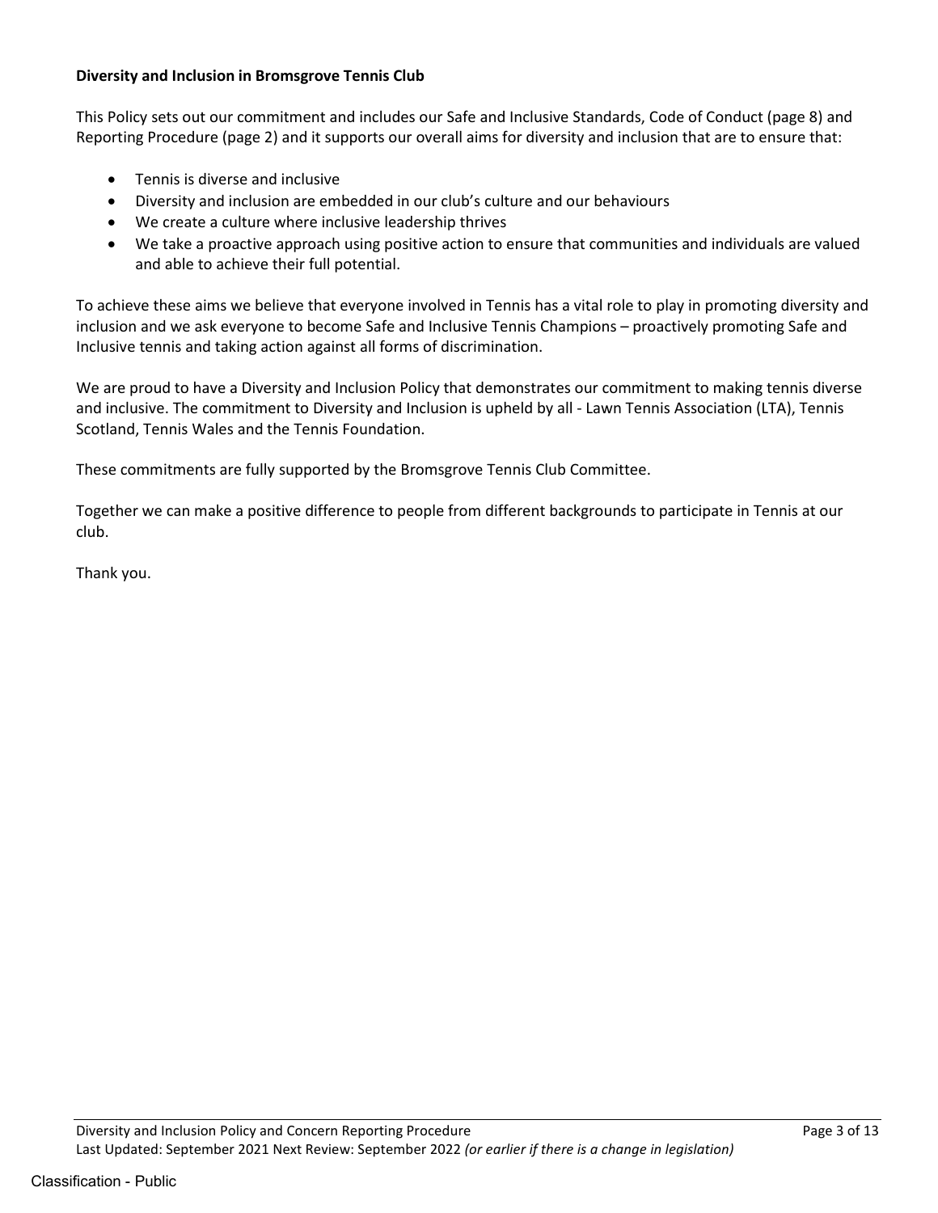**Diversity and Inclusion in Bromsgrove Tennis Club**

This Policy sets out our commitment and includes our Safe and Inclusive Standards, Code of Conduct (page 8) and Reporting Procedure (page 2) and it supports our overall aims for diversity and inclusion that are to ensure that:

- Tennis is diverse and inclusive
- Diversity and inclusion are embedded in our club's culture and our behaviours
- We create a culture where inclusive leadership thrives
- We take a proactive approach using positive action to ensure that communities and individuals are valued and able to achieve their full potential.

To achieve these aims we believe that everyone involved in Tennis has a vital role to play in promoting diversity and inclusion and we ask everyone to become Safe and Inclusive Tennis Champions – proactively promoting Safe and Inclusive tennis and taking action against all forms of discrimination.

We are proud to have a Diversity and Inclusion Policy that demonstrates our commitment to making tennis diverse and inclusive. The commitment to Diversity and Inclusion is upheld by all - Lawn Tennis Association (LTA), Tennis Scotland, Tennis Wales and the Tennis Foundation.

These commitments are fully supported by the Bromsgrove Tennis Club Committee.

Together we can make a positive difference to people from different backgrounds to participate in Tennis at our club.

Thank you.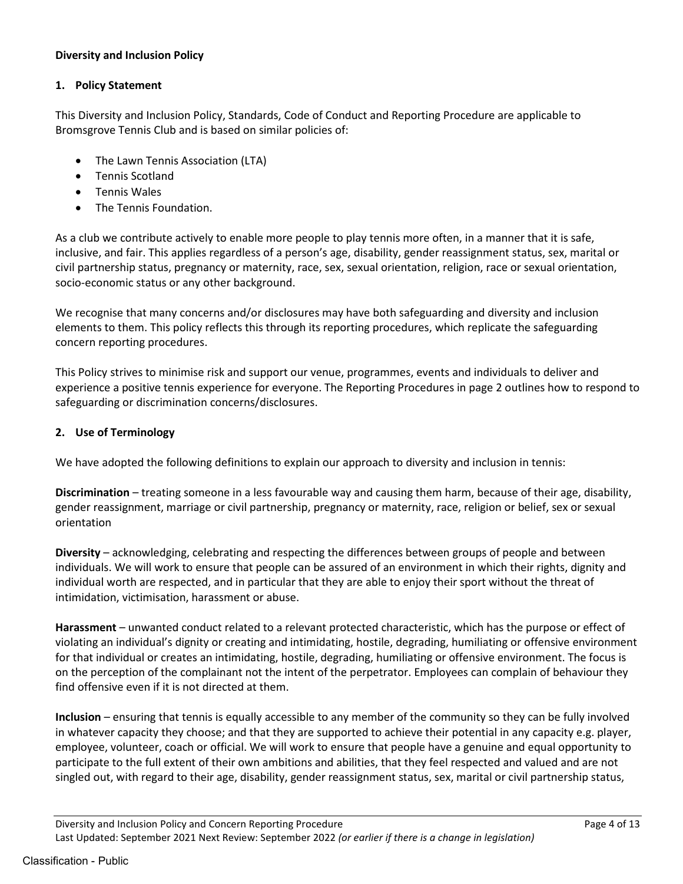**Diversity and Inclusion Policy**

## 1. Policy Statement

This Diversity and Inclusion Policy, Standards, Code of Conduct and Reporting Procedure are applicable to Bromsgrove Tennis Club and is based on similar policies of:

- The Lawn Tennis Association (LTA)
- Tennis Scotland
- Tennis Wales
- The Tennis Foundation.

As a club we contribute actively to enable more people to play tennis more often, in a manner that it is safe, inclusive, and fair. This applies regardless of a person's age, disability, gender reassignment status, sex, marital or civil partnership status, pregnancy or maternity, race, sex, sexual orientation, religion, race or sexual orientation, socio-economic status or any other background.

We recognise that many concerns and/or disclosures may have both safeguarding and diversity and inclusion elements to them. This policy reflects this through its reporting procedures, which replicate the safeguarding concern reporting procedures.

This Policy strives to minimise risk and support our venue, programmes, events and individuals to deliver and experience a positive tennis experience for everyone. The Reporting Procedures in page 2 outlines how to respond to safeguarding or discrimination concerns/disclosures.

## 2. Use of Terminology

We have adopted the following definitions to explain our approach to diversity and inclusion in tennis:

**Discrimination** – treating someone in a less favourable way and causing them harm, because of their age, disability, gender reassignment, marriage or civil partnership, pregnancy or maternity, race, religion or belief, sex or sexual orientation

**Diversity** – acknowledging, celebrating and respecting the differences between groups of people and between individuals. We will work to ensure that people can be assured of an environment in which their rights, dignity and individual worth are respected, and in particular that they are able to enjoy their sport without the threat of intimidation, victimisation, harassment or abuse.

**Harassment** – unwanted conduct related to a relevant protected characteristic, which has the purpose or effect of violating an individual's dignity or creating and intimidating, hostile, degrading, humiliating or offensive environment for that individual or creates an intimidating, hostile, degrading, humiliating or offensive environment. The focus is on the perception of the complainant not the intent of the perpetrator. Employees can complain of behaviour they find offensive even if it is not directed at them.

**Inclusion** – ensuring that tennis is equally accessible to any member of the community so they can be fully involved in whatever capacity they choose; and that they are supported to achieve their potential in any capacity e.g. player, employee, volunteer, coach or official. We will work to ensure that people have a genuine and equal opportunity to participate to the full extent of their own ambitions and abilities, that they feel respected and valued and are not singled out, with regard to their age, disability, gender reassignment status, sex, marital or civil partnership status,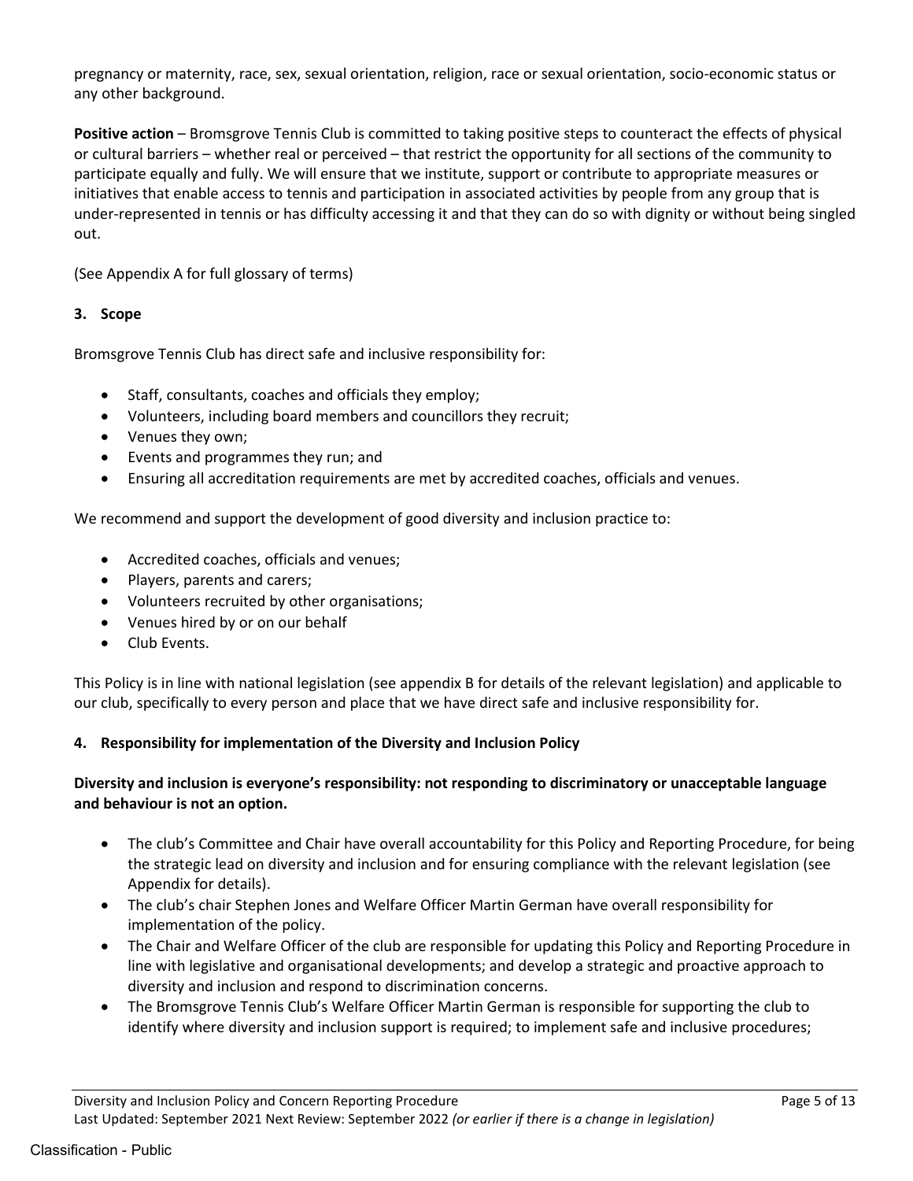pregnancy or maternity, race, sex, sexual orientation, religion, race or sexual orientation, socio-economic status or any other background.

**Positive action** – Bromsgrove Tennis Club is committed to taking positive steps to counteract the effects of physical or cultural barriers – whether real or perceived – that restrict the opportunity for all sections of the community to participate equally and fully. We will ensure that we institute, support or contribute to appropriate measures or initiatives that enable access to tennis and participation in associated activities by people from any group that is under-represented in tennis or has difficulty accessing it and that they can do so with dignity or without being singled out.

(See Appendix A for full glossary of terms)

### 3. Scope

Bromsgrove Tennis Club has direct safe and inclusive responsibility for:

- Staff, consultants, coaches and officials they employ;
- Volunteers, including board members and councillors they recruit;
- Venues they own;
- Events and programmes they run; and
- Ensuring all accreditation requirements are met by accredited coaches, officials and venues.

We recommend and support the development of good diversity and inclusion practice to:

- Accredited coaches, officials and venues;
- Players, parents and carers;
- Volunteers recruited by other organisations;
- Venues hired by or on our behalf
- Club Events.

This Policy is in line with national legislation (see appendix B for details of the relevant legislation) and applicable to our club, specifically to every person and place that we have direct safe and inclusive responsibility for.

### 4. Responsibility for implementation of the Diversity and Inclusion Policy

**Diversity and inclusion is everyone's responsibility: not responding to discriminatory or unacceptable language and behaviour is not an option.**

- The club's Committee and Chair have overall accountability for this Policy and Reporting Procedure, for being the strategic lead on diversity and inclusion and for ensuring compliance with the relevant legislation (see Appendix for details).
- The club's chair Stephen Jones and Welfare Officer Martin German have overall responsibility for implementation of the policy.
- The Chair and Welfare Officer of the club are responsible for updating this Policy and Reporting Procedure in line with legislative and organisational developments; and develop a strategic and proactive approach to diversity and inclusion and respond to discrimination concerns.
- The Bromsgrove Tennis Club's Welfare Officer Martin German is responsible for supporting the club to identify where diversity and inclusion support is required; to implement safe and inclusive procedures;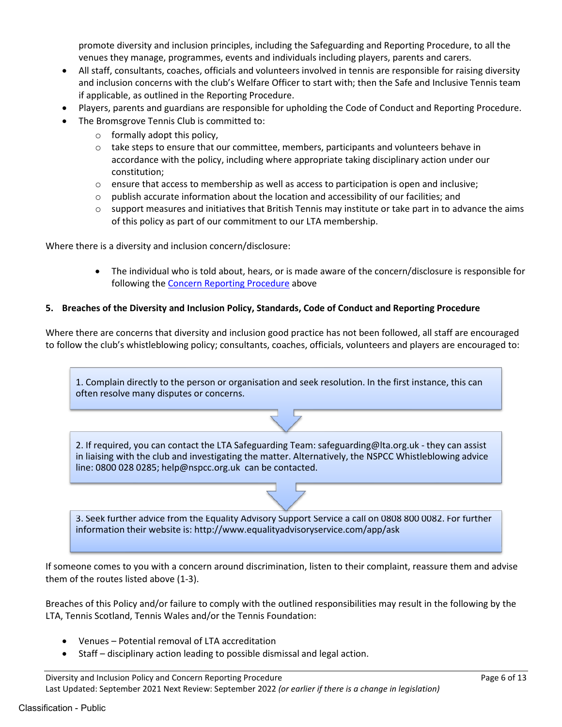promote diversity and inclusion principles, including the Safeguarding and Reporting Procedure, to all the venues they manage, programmes, events and individuals including players, parents and carers.

- All staff, consultants, coaches, officials and volunteers involved in tennis are responsible for raising diversity and inclusion concerns with the club's Welfare Officer to start with; then the Safe and Inclusive Tennis team if applicable, as outlined in the Reporting Procedure.
- Players, parents and guardians are responsible for upholding the Code of Conduct and Reporting Procedure.
- The Bromsgrove Tennis Club is committed to:
  - formally adopt this policy,
  - take steps to ensure that our committee, members, participants and volunteers behave in accordance with the policy, including where appropriate taking disciplinary action under our constitution;
  - ensure that access to membership as well as access to participation is open and inclusive;
  - publish accurate information about the location and accessibility of our facilities; and
  - support measures and initiatives that British Tennis may institute or take part in to advance the aims of this policy as part of our commitment to our LTA membership.

Where there is a diversity and inclusion concern/disclosure:

- The individual who is told about, hears, or is made aware of the concern/disclosure is responsible for following the Concern Reporting Procedure above

## 5. Breaches of the Diversity and Inclusion Policy, Standards, Code of Conduct and Reporting Procedure

Where there are concerns that diversity and inclusion good practice has not been followed, all staff are encouraged to follow the club's whistleblowing policy; consultants, coaches, officials, volunteers and players are encouraged to:

1. Complain directly to the person or organisation and seek resolution. In the first instance, this can often resolve many disputes or concerns.

2. If required, you can contact the LTA Safeguarding Team: safeguarding@lta.org.uk - they can assist in liaising with the club and investigating the matter. Alternatively, the NSPCC Whistleblowing advice line: 0800 028 0285; help@nspcc.org.uk can be contacted.

3. Seek further advice from the Equality Advisory Support Service a call on 0808 800 0082. For further information their website is: http://www.equalityadvisoryservice.com/app/ask

If someone comes to you with a concern around discrimination, listen to their complaint, reassure them and advise them of the routes listed above (1-3).

Breaches of this Policy and/or failure to comply with the outlined responsibilities may result in the following by the LTA, Tennis Scotland, Tennis Wales and/or the Tennis Foundation:

- Venues – Potential removal of LTA accreditation
- Staff – disciplinary action leading to possible dismissal and legal action.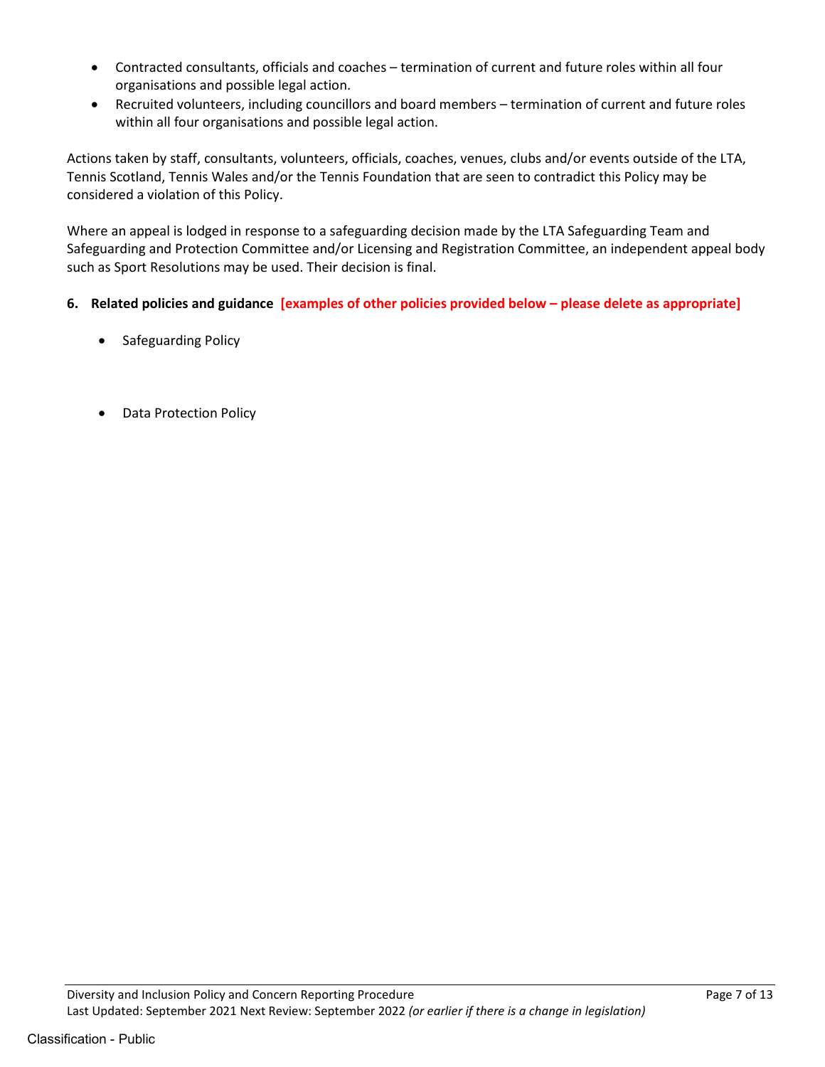- Contracted consultants, officials and coaches – termination of current and future roles within all four organisations and possible legal action.
- Recruited volunteers, including councillors and board members – termination of current and future roles within all four organisations and possible legal action.

Actions taken by staff, consultants, volunteers, officials, coaches, venues, clubs and/or events outside of the LTA, Tennis Scotland, Tennis Wales and/or the Tennis Foundation that are seen to contradict this Policy may be considered a violation of this Policy.

Where an appeal is lodged in response to a safeguarding decision made by the LTA Safeguarding Team and Safeguarding and Protection Committee and/or Licensing and Registration Committee, an independent appeal body such as Sport Resolutions may be used. Their decision is final.

## 6. Related policies and guidance [examples of other policies provided below – please delete as appropriate]

- Safeguarding Policy
- Data Protection Policy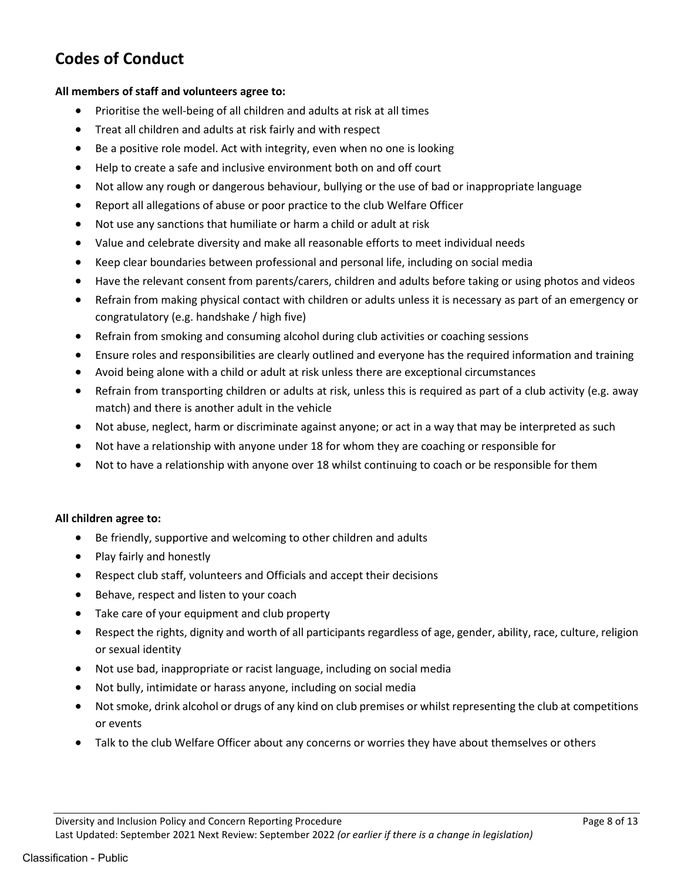## Codes of Conduct

**All members of staff and volunteers agree to:**

- Prioritise the well-being of all children and adults at risk at all times
- Treat all children and adults at risk fairly and with respect
- Be a positive role model. Act with integrity, even when no one is looking
- Help to create a safe and inclusive environment both on and off court
- Not allow any rough or dangerous behaviour, bullying or the use of bad or inappropriate language
- Report all allegations of abuse or poor practice to the club Welfare Officer
- Not use any sanctions that humiliate or harm a child or adult at risk
- Value and celebrate diversity and make all reasonable efforts to meet individual needs
- Keep clear boundaries between professional and personal life, including on social media
- Have the relevant consent from parents/carers, children and adults before taking or using photos and videos
- Refrain from making physical contact with children or adults unless it is necessary as part of an emergency or congratulatory (e.g. handshake / high five)
- Refrain from smoking and consuming alcohol during club activities or coaching sessions
- Ensure roles and responsibilities are clearly outlined and everyone has the required information and training
- Avoid being alone with a child or adult at risk unless there are exceptional circumstances
- Refrain from transporting children or adults at risk, unless this is required as part of a club activity (e.g. away match) and there is another adult in the vehicle
- Not abuse, neglect, harm or discriminate against anyone; or act in a way that may be interpreted as such
- Not have a relationship with anyone under 18 for whom they are coaching or responsible for
- Not to have a relationship with anyone over 18 whilst continuing to coach or be responsible for them

**All children agree to:**

- Be friendly, supportive and welcoming to other children and adults
- Play fairly and honestly
- Respect club staff, volunteers and Officials and accept their decisions
- Behave, respect and listen to your coach
- Take care of your equipment and club property
- Respect the rights, dignity and worth of all participants regardless of age, gender, ability, race, culture, religion or sexual identity
- Not use bad, inappropriate or racist language, including on social media
- Not bully, intimidate or harass anyone, including on social media
- Not smoke, drink alcohol or drugs of any kind on club premises or whilst representing the club at competitions or events
- Talk to the club Welfare Officer about any concerns or worries they have about themselves or others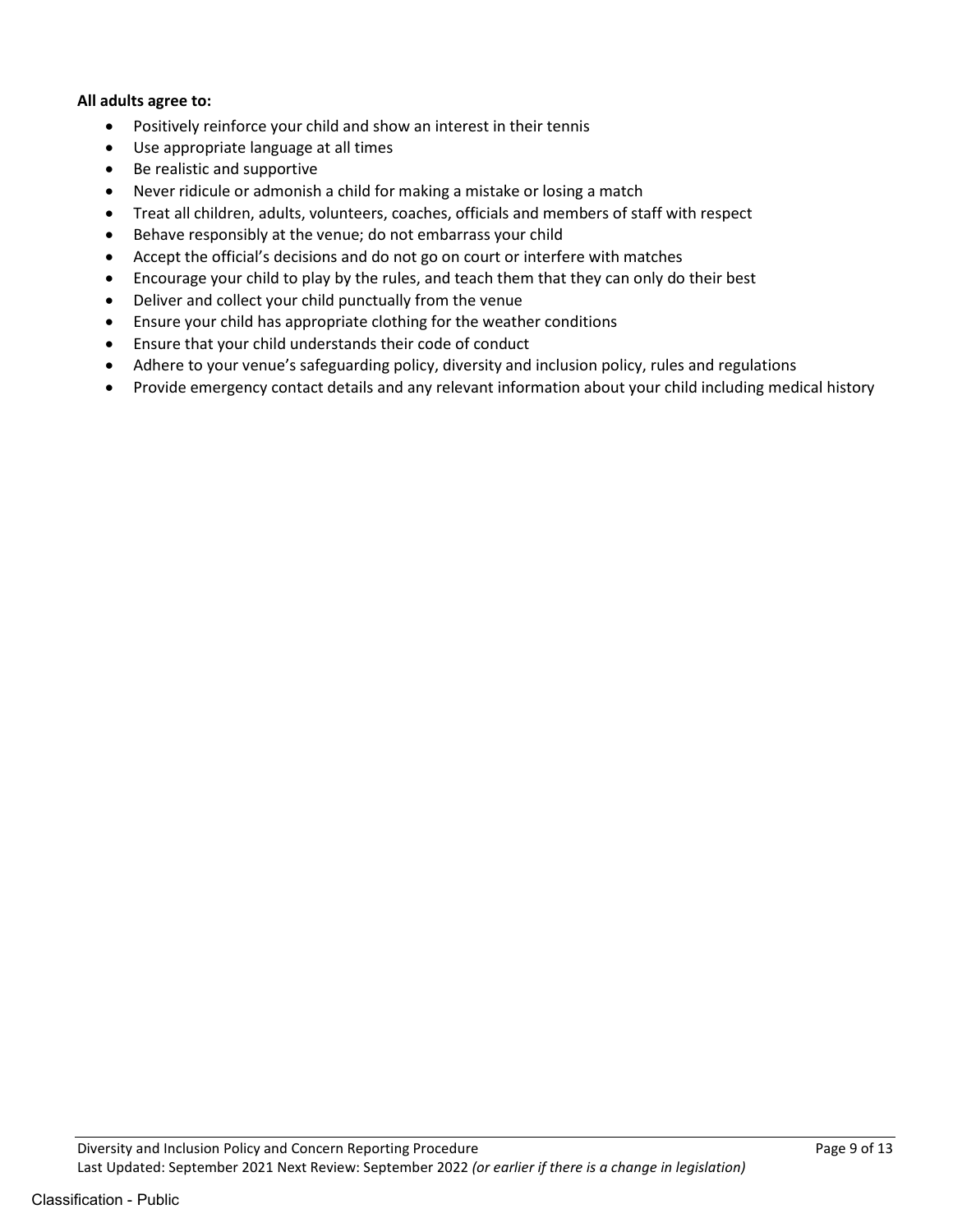**All adults agree to:**

- Positively reinforce your child and show an interest in their tennis
- Use appropriate language at all times
- Be realistic and supportive
- Never ridicule or admonish a child for making a mistake or losing a match
- Treat all children, adults, volunteers, coaches, officials and members of staff with respect
- Behave responsibly at the venue; do not embarrass your child
- Accept the official's decisions and do not go on court or interfere with matches
- Encourage your child to play by the rules, and teach them that they can only do their best
- Deliver and collect your child punctually from the venue
- Ensure your child has appropriate clothing for the weather conditions
- Ensure that your child understands their code of conduct
- Adhere to your venue's safeguarding policy, diversity and inclusion policy, rules and regulations
- Provide emergency contact details and any relevant information about your child including medical history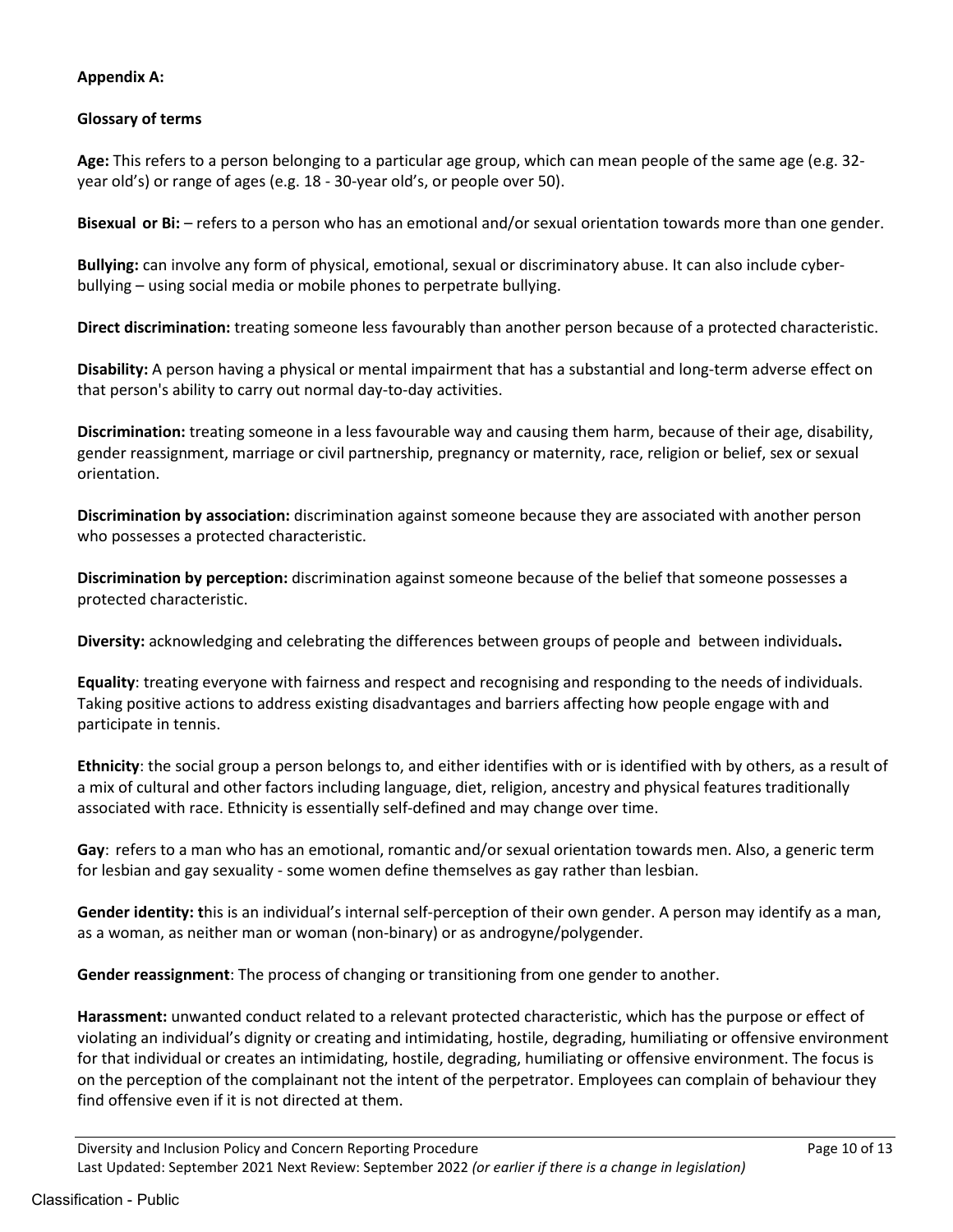**Appendix A:**

**Glossary of terms**

**Age:** This refers to a person belonging to a particular age group, which can mean people of the same age (e.g. 32-year old's) or range of ages (e.g. 18 - 30-year old's, or people over 50).

**Bisexual or Bi:** – refers to a person who has an emotional and/or sexual orientation towards more than one gender.

**Bullying:** can involve any form of physical, emotional, sexual or discriminatory abuse. It can also include cyber-bullying – using social media or mobile phones to perpetrate bullying.

**Direct discrimination:** treating someone less favourably than another person because of a protected characteristic.

**Disability:** A person having a physical or mental impairment that has a substantial and long-term adverse effect on that person's ability to carry out normal day-to-day activities.

**Discrimination:** treating someone in a less favourable way and causing them harm, because of their age, disability, gender reassignment, marriage or civil partnership, pregnancy or maternity, race, religion or belief, sex or sexual orientation.

**Discrimination by association:** discrimination against someone because they are associated with another person who possesses a protected characteristic.

**Discrimination by perception:** discrimination against someone because of the belief that someone possesses a protected characteristic.

**Diversity:** acknowledging and celebrating the differences between groups of people and between individuals**.**

**Equality**: treating everyone with fairness and respect and recognising and responding to the needs of individuals. Taking positive actions to address existing disadvantages and barriers affecting how people engage with and participate in tennis.

**Ethnicity**: the social group a person belongs to, and either identifies with or is identified with by others, as a result of a mix of cultural and other factors including language, diet, religion, ancestry and physical features traditionally associated with race. Ethnicity is essentially self-defined and may change over time.

**Gay**: refers to a man who has an emotional, romantic and/or sexual orientation towards men. Also, a generic term for lesbian and gay sexuality - some women define themselves as gay rather than lesbian.

**Gender identity: t**his is an individual's internal self-perception of their own gender. A person may identify as a man, as a woman, as neither man or woman (non-binary) or as androgyne/polygender.

**Gender reassignment**: The process of changing or transitioning from one gender to another.

**Harassment:** unwanted conduct related to a relevant protected characteristic, which has the purpose or effect of violating an individual's dignity or creating and intimidating, hostile, degrading, humiliating or offensive environment for that individual or creates an intimidating, hostile, degrading, humiliating or offensive environment. The focus is on the perception of the complainant not the intent of the perpetrator. Employees can complain of behaviour they find offensive even if it is not directed at them.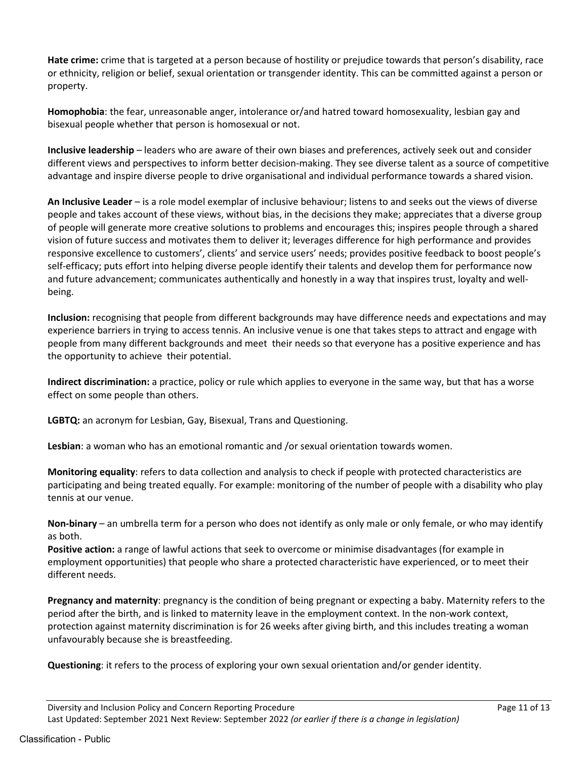**Hate crime:** crime that is targeted at a person because of hostility or prejudice towards that person's disability, race or ethnicity, religion or belief, sexual orientation or transgender identity. This can be committed against a person or property.

**Homophobia**: the fear, unreasonable anger, intolerance or/and hatred toward homosexuality, lesbian gay and bisexual people whether that person is homosexual or not.

**Inclusive leadership** – leaders who are aware of their own biases and preferences, actively seek out and consider different views and perspectives to inform better decision-making. They see diverse talent as a source of competitive advantage and inspire diverse people to drive organisational and individual performance towards a shared vision.

**An Inclusive Leader** – is a role model exemplar of inclusive behaviour; listens to and seeks out the views of diverse people and takes account of these views, without bias, in the decisions they make; appreciates that a diverse group of people will generate more creative solutions to problems and encourages this; inspires people through a shared vision of future success and motivates them to deliver it; leverages difference for high performance and provides responsive excellence to customers', clients' and service users' needs; provides positive feedback to boost people's self-efficacy; puts effort into helping diverse people identify their talents and develop them for performance now and future advancement; communicates authentically and honestly in a way that inspires trust, loyalty and well-being.

**Inclusion:** recognising that people from different backgrounds may have difference needs and expectations and may experience barriers in trying to access tennis. An inclusive venue is one that takes steps to attract and engage with people from many different backgrounds and meet their needs so that everyone has a positive experience and has the opportunity to achieve their potential.

**Indirect discrimination:** a practice, policy or rule which applies to everyone in the same way, but that has a worse effect on some people than others.

**LGBTQ:** an acronym for Lesbian, Gay, Bisexual, Trans and Questioning.

**Lesbian**: a woman who has an emotional romantic and /or sexual orientation towards women.

**Monitoring equality**: refers to data collection and analysis to check if people with protected characteristics are participating and being treated equally. For example: monitoring of the number of people with a disability who play tennis at our venue.

**Non-binary** – an umbrella term for a person who does not identify as only male or only female, or who may identify as both.

**Positive action:** a range of lawful actions that seek to overcome or minimise disadvantages (for example in employment opportunities) that people who share a protected characteristic have experienced, or to meet their different needs.

**Pregnancy and maternity**: pregnancy is the condition of being pregnant or expecting a baby. Maternity refers to the period after the birth, and is linked to maternity leave in the employment context. In the non-work context, protection against maternity discrimination is for 26 weeks after giving birth, and this includes treating a woman unfavourably because she is breastfeeding.

**Questioning**: it refers to the process of exploring your own sexual orientation and/or gender identity.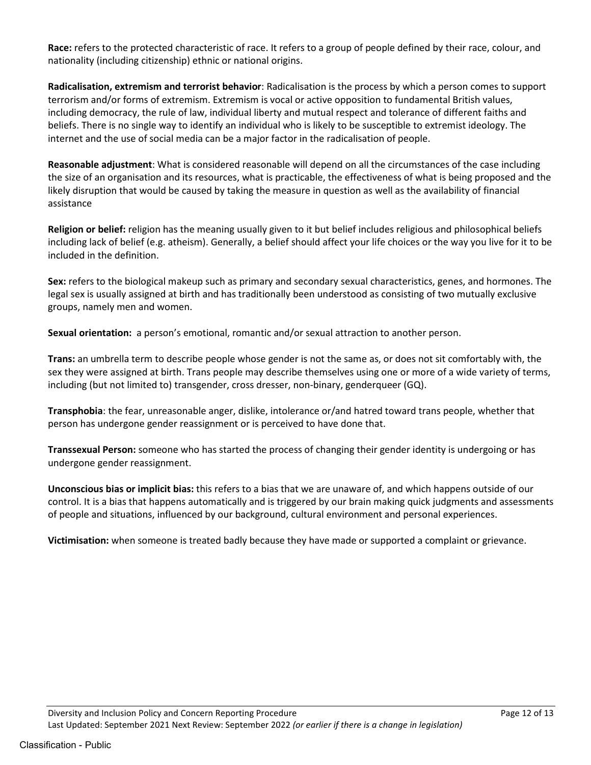**Race:** refers to the protected characteristic of race. It refers to a group of people defined by their race, colour, and nationality (including citizenship) ethnic or national origins.

**Radicalisation, extremism and terrorist behavior**: Radicalisation is the process by which a person comes to support terrorism and/or forms of extremism. Extremism is vocal or active opposition to fundamental British values, including democracy, the rule of law, individual liberty and mutual respect and tolerance of different faiths and beliefs. There is no single way to identify an individual who is likely to be susceptible to extremist ideology. The internet and the use of social media can be a major factor in the radicalisation of people.

**Reasonable adjustment**: What is considered reasonable will depend on all the circumstances of the case including the size of an organisation and its resources, what is practicable, the effectiveness of what is being proposed and the likely disruption that would be caused by taking the measure in question as well as the availability of financial assistance

**Religion or belief:** religion has the meaning usually given to it but belief includes religious and philosophical beliefs including lack of belief (e.g. atheism). Generally, a belief should affect your life choices or the way you live for it to be included in the definition.

**Sex:** refers to the biological makeup such as primary and secondary sexual characteristics, genes, and hormones. The legal sex is usually assigned at birth and has traditionally been understood as consisting of two mutually exclusive groups, namely men and women.

**Sexual orientation:** a person's emotional, romantic and/or sexual attraction to another person.

**Trans:** an umbrella term to describe people whose gender is not the same as, or does not sit comfortably with, the sex they were assigned at birth. Trans people may describe themselves using one or more of a wide variety of terms, including (but not limited to) transgender, cross dresser, non-binary, genderqueer (GQ).

**Transphobia**: the fear, unreasonable anger, dislike, intolerance or/and hatred toward trans people, whether that person has undergone gender reassignment or is perceived to have done that.

**Transsexual Person:** someone who has started the process of changing their gender identity is undergoing or has undergone gender reassignment.

**Unconscious bias or implicit bias:** this refers to a bias that we are unaware of, and which happens outside of our control. It is a bias that happens automatically and is triggered by our brain making quick judgments and assessments of people and situations, influenced by our background, cultural environment and personal experiences.

**Victimisation:** when someone is treated badly because they have made or supported a complaint or grievance.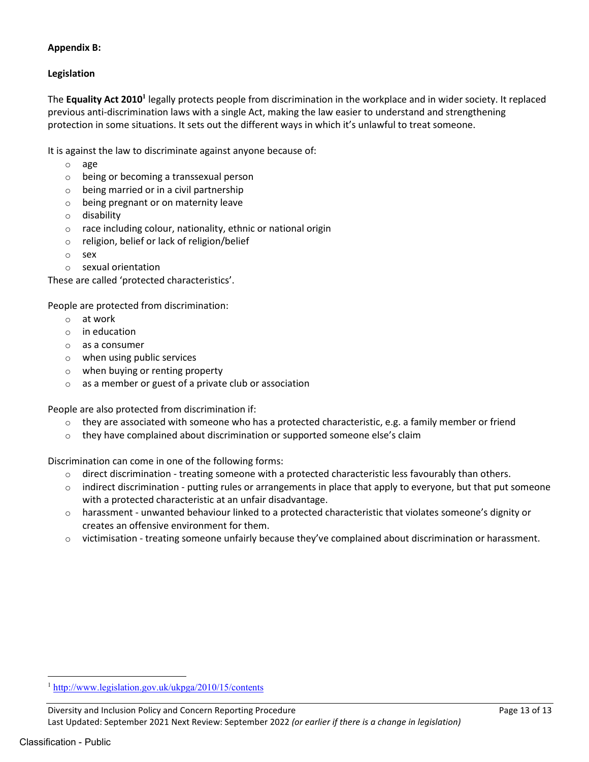**Appendix B:**

**Legislation**

The **Equality Act 2010**[1] legally protects people from discrimination in the workplace and in wider society. It replaced previous anti-discrimination laws with a single Act, making the law easier to understand and strengthening protection in some situations. It sets out the different ways in which it's unlawful to treat someone.

It is against the law to discriminate against anyone because of:

- age
- being or becoming a transsexual person
- being married or in a civil partnership
- being pregnant or on maternity leave
- disability
- race including colour, nationality, ethnic or national origin
- religion, belief or lack of religion/belief
- sex
- sexual orientation

These are called 'protected characteristics'.

People are protected from discrimination:

- at work
- in education
- as a consumer
- when using public services
- when buying or renting property
- as a member or guest of a private club or association

People are also protected from discrimination if:

- they are associated with someone who has a protected characteristic, e.g. a family member or friend
- they have complained about discrimination or supported someone else's claim

Discrimination can come in one of the following forms:

- direct discrimination - treating someone with a protected characteristic less favourably than others.
- indirect discrimination - putting rules or arrangements in place that apply to everyone, but that put someone with a protected characteristic at an unfair disadvantage.
- harassment - unwanted behaviour linked to a protected characteristic that violates someone's dignity or creates an offensive environment for them.
- victimisation - treating someone unfairly because they've complained about discrimination or harassment.

[1] http://www.legislation.gov.uk/ukpga/2010/15/contents